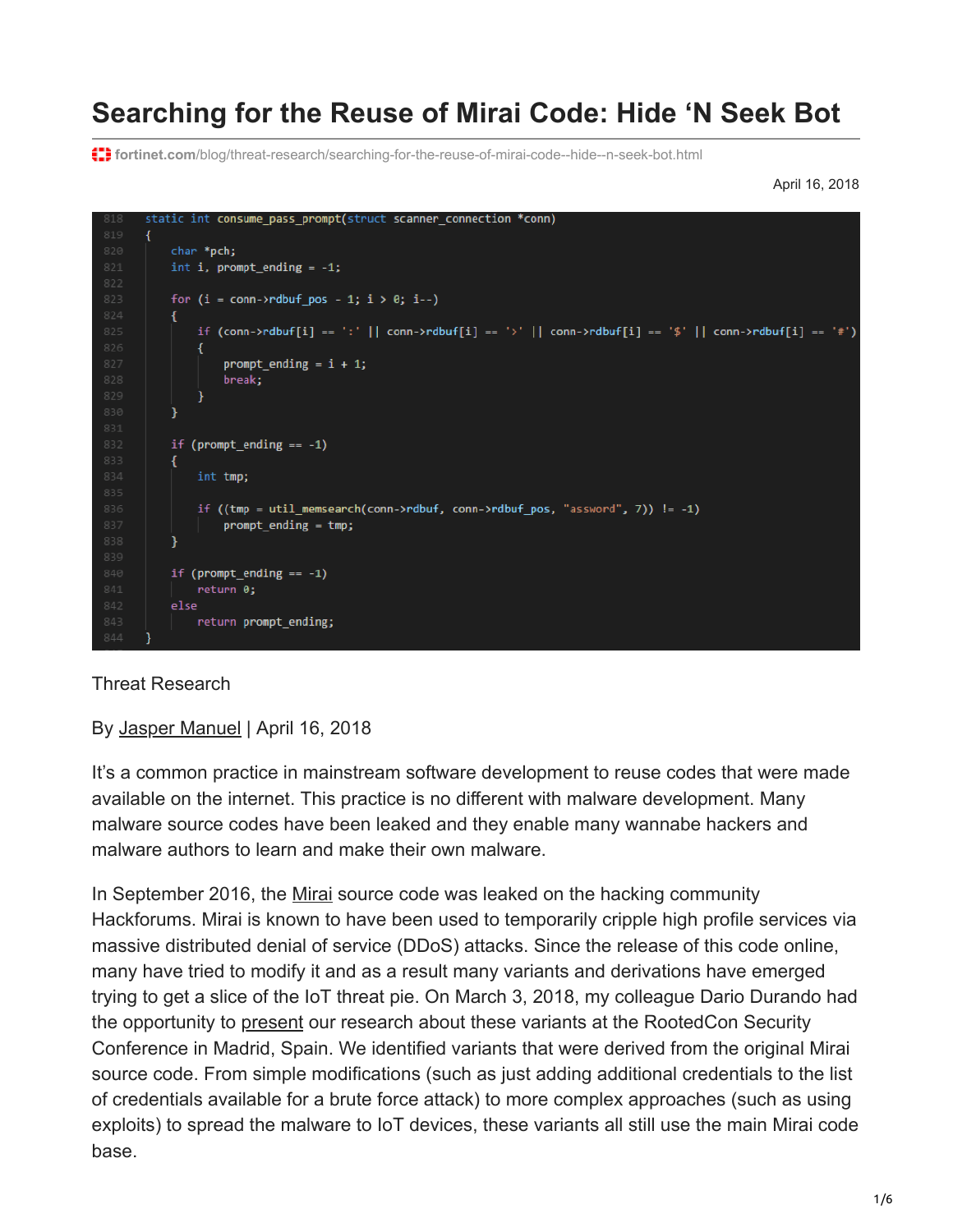# Searching for the Reuse of Mirai Code: Hide 'N Seek Bot

fortinet.com/blog/threat-research/searching-for-the-reuse-of-mirai-code--hide--n-seek-bot.html

April 16, 2018

```
818  static int consume_pass_prompt(struct scanner_connection *conn)
819  {
820      char *pch;
821      int i, prompt_ending = -1;
822
823      for (i = conn->rdbuf_pos - 1; i > 0; i--)
824      {
825          if (conn->rdbuf[i] == ':' || conn->rdbuf[i] == '>' || conn->rdbuf[i] == '$' || conn->rdbuf[i] == '#')
826          {
827              prompt_ending = i + 1;
828              break;
829          }
830      }
831
832      if (prompt_ending == -1)
833      {
834          int tmp;
835
836          if ((tmp = util_memsearch(conn->rdbuf, conn->rdbuf_pos, "assword", 7)) != -1)
837              prompt_ending = tmp;
838      }
839
840      if (prompt_ending == -1)
841          return 0;
842      else
843          return prompt_ending;
844  }
```

Threat Research

By Jasper Manuel | April 16, 2018

It's a common practice in mainstream software development to reuse codes that were made available on the internet. This practice is no different with malware development. Many malware source codes have been leaked and they enable many wannabe hackers and malware authors to learn and make their own malware.

In September 2016, the Mirai source code was leaked on the hacking community Hackforums. Mirai is known to have been used to temporarily cripple high profile services via massive distributed denial of service (DDoS) attacks. Since the release of this code online, many have tried to modify it and as a result many variants and derivations have emerged trying to get a slice of the IoT threat pie. On March 3, 2018, my colleague Dario Durando had the opportunity to present our research about these variants at the RootedCon Security Conference in Madrid, Spain. We identified variants that were derived from the original Mirai source code. From simple modifications (such as just adding additional credentials to the list of credentials available for a brute force attack) to more complex approaches (such as using exploits) to spread the malware to IoT devices, these variants all still use the main Mirai code base.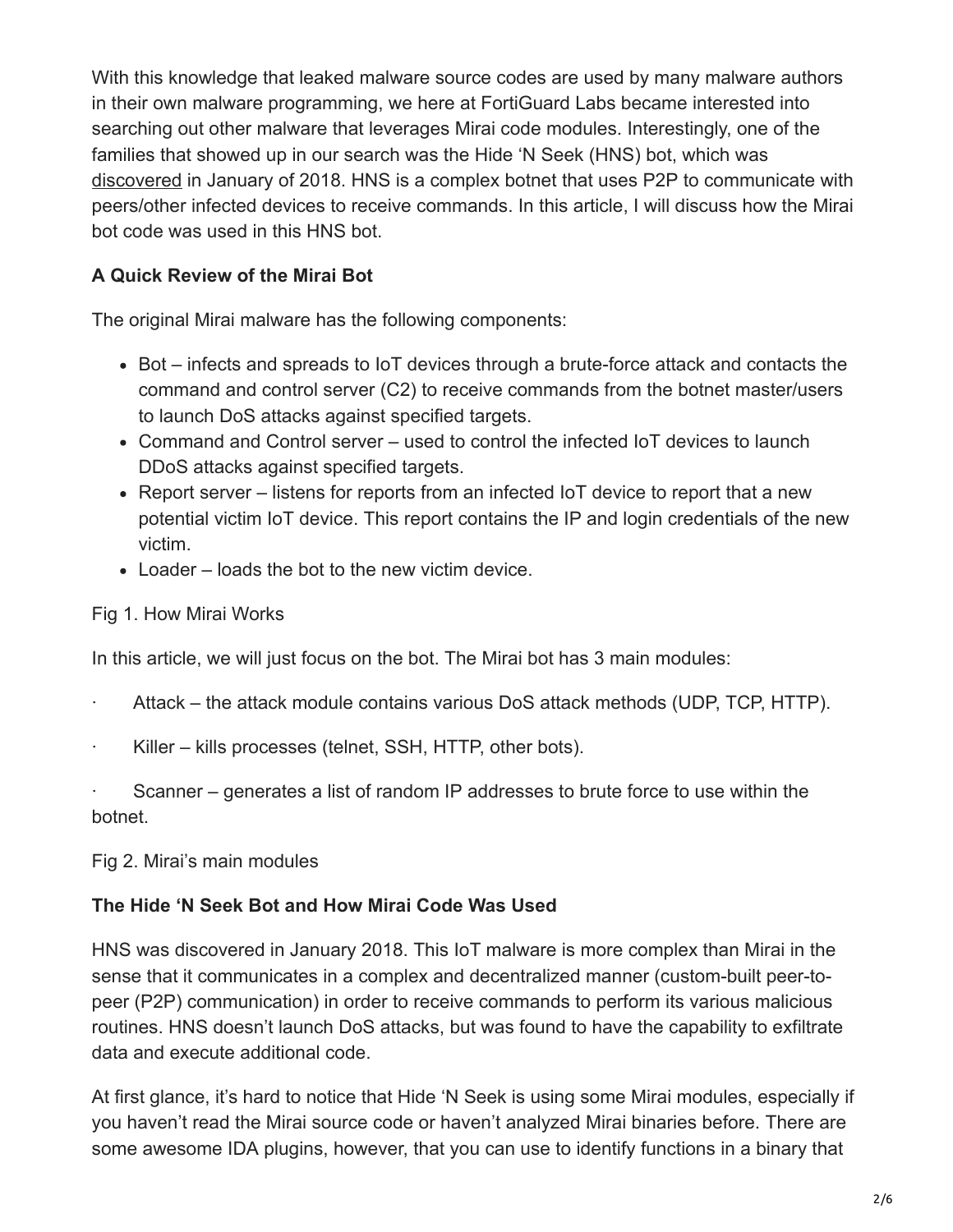With this knowledge that leaked malware source codes are used by many malware authors in their own malware programming, we here at FortiGuard Labs became interested into searching out other malware that leverages Mirai code modules. Interestingly, one of the families that showed up in our search was the Hide 'N Seek (HNS) bot, which was discovered in January of 2018. HNS is a complex botnet that uses P2P to communicate with peers/other infected devices to receive commands. In this article, I will discuss how the Mirai bot code was used in this HNS bot.

**A Quick Review of the Mirai Bot**

The original Mirai malware has the following components:

- Bot – infects and spreads to IoT devices through a brute-force attack and contacts the command and control server (C2) to receive commands from the botnet master/users to launch DoS attacks against specified targets.
- Command and Control server – used to control the infected IoT devices to launch DDoS attacks against specified targets.
- Report server – listens for reports from an infected IoT device to report that a new potential victim IoT device. This report contains the IP and login credentials of the new victim.
- Loader – loads the bot to the new victim device.

Fig 1. How Mirai Works

In this article, we will just focus on the bot. The Mirai bot has 3 main modules:

· Attack – the attack module contains various DoS attack methods (UDP, TCP, HTTP).

· Killer – kills processes (telnet, SSH, HTTP, other bots).

· Scanner – generates a list of random IP addresses to brute force to use within the botnet.

Fig 2. Mirai's main modules

**The Hide 'N Seek Bot and How Mirai Code Was Used**

HNS was discovered in January 2018. This IoT malware is more complex than Mirai in the sense that it communicates in a complex and decentralized manner (custom-built peer-to-peer (P2P) communication) in order to receive commands to perform its various malicious routines. HNS doesn't launch DoS attacks, but was found to have the capability to exfiltrate data and execute additional code.

At first glance, it's hard to notice that Hide 'N Seek is using some Mirai modules, especially if you haven't read the Mirai source code or haven't analyzed Mirai binaries before. There are some awesome IDA plugins, however, that you can use to identify functions in a binary that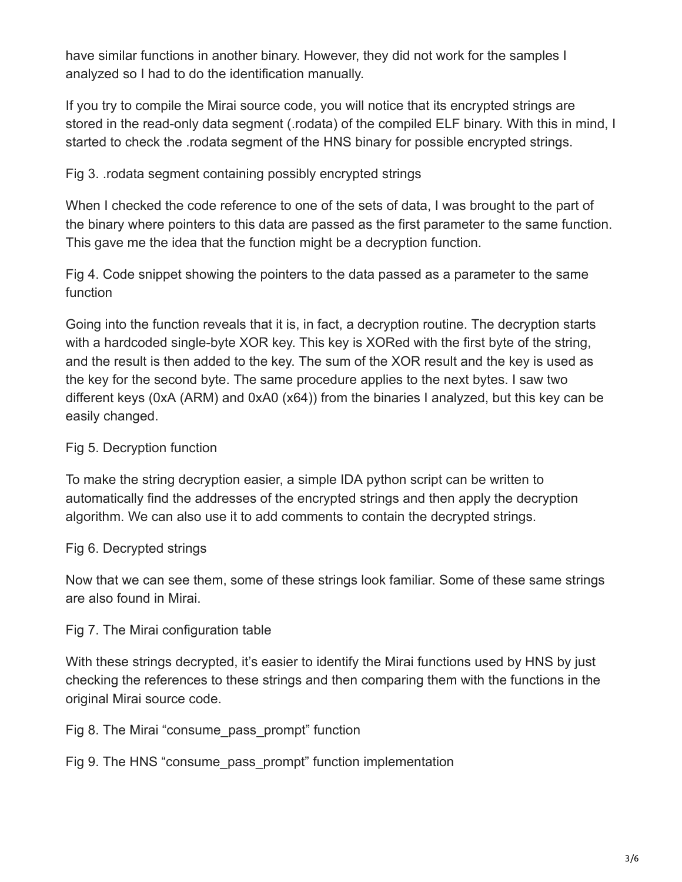have similar functions in another binary. However, they did not work for the samples I analyzed so I had to do the identification manually.

If you try to compile the Mirai source code, you will notice that its encrypted strings are stored in the read-only data segment (.rodata) of the compiled ELF binary. With this in mind, I started to check the .rodata segment of the HNS binary for possible encrypted strings.

Fig 3. .rodata segment containing possibly encrypted strings

When I checked the code reference to one of the sets of data, I was brought to the part of the binary where pointers to this data are passed as the first parameter to the same function. This gave me the idea that the function might be a decryption function.

Fig 4. Code snippet showing the pointers to the data passed as a parameter to the same function

Going into the function reveals that it is, in fact, a decryption routine. The decryption starts with a hardcoded single-byte XOR key. This key is XORed with the first byte of the string, and the result is then added to the key. The sum of the XOR result and the key is used as the key for the second byte. The same procedure applies to the next bytes. I saw two different keys (0xA (ARM) and 0xA0 (x64)) from the binaries I analyzed, but this key can be easily changed.

Fig 5. Decryption function

To make the string decryption easier, a simple IDA python script can be written to automatically find the addresses of the encrypted strings and then apply the decryption algorithm. We can also use it to add comments to contain the decrypted strings.

Fig 6. Decrypted strings

Now that we can see them, some of these strings look familiar. Some of these same strings are also found in Mirai.

Fig 7. The Mirai configuration table

With these strings decrypted, it's easier to identify the Mirai functions used by HNS by just checking the references to these strings and then comparing them with the functions in the original Mirai source code.

Fig 8. The Mirai "consume_pass_prompt" function

Fig 9. The HNS "consume_pass_prompt" function implementation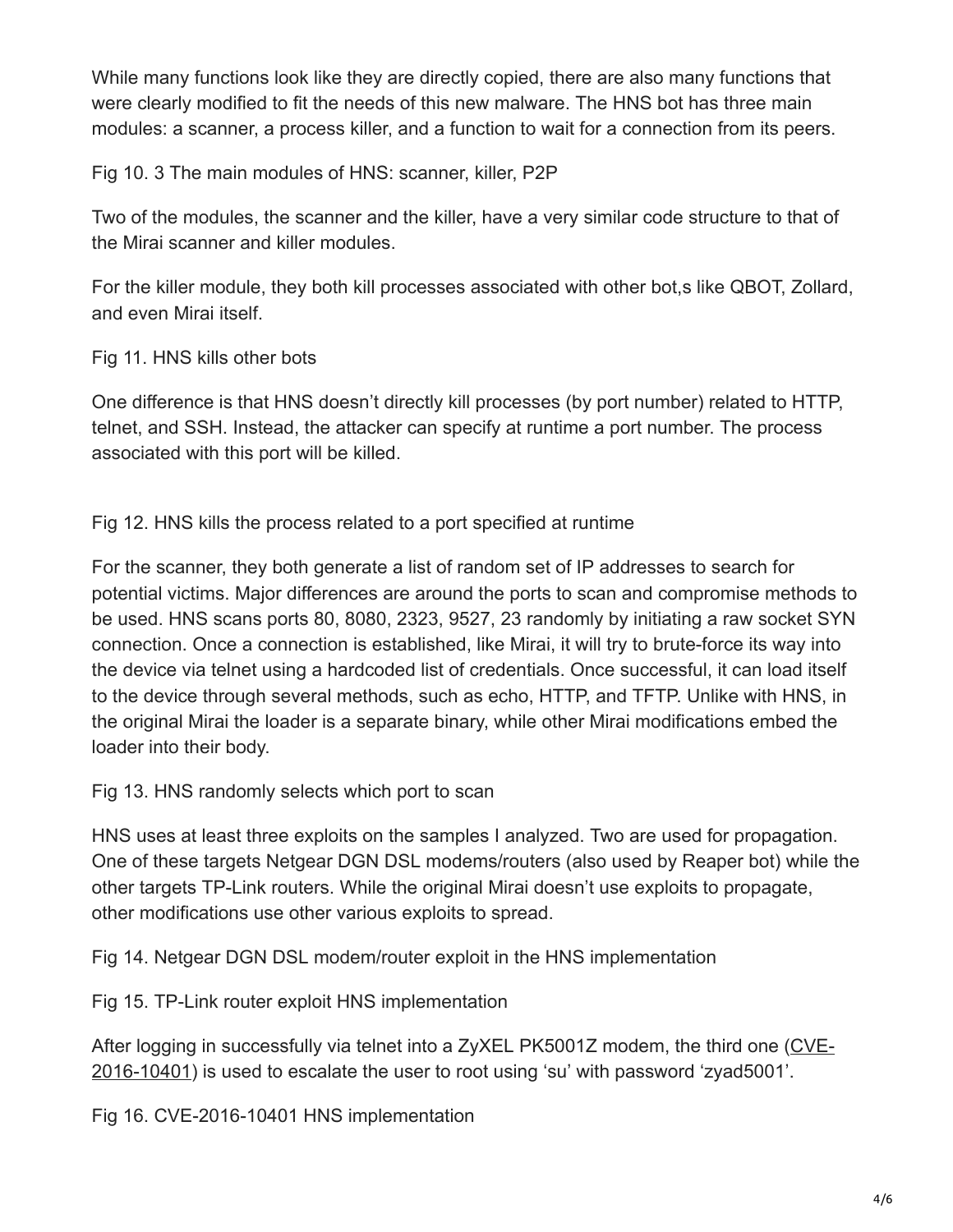While many functions look like they are directly copied, there are also many functions that were clearly modified to fit the needs of this new malware. The HNS bot has three main modules: a scanner, a process killer, and a function to wait for a connection from its peers.

Fig 10. 3 The main modules of HNS: scanner, killer, P2P

Two of the modules, the scanner and the killer, have a very similar code structure to that of the Mirai scanner and killer modules.

For the killer module, they both kill processes associated with other bot,s like QBOT, Zollard, and even Mirai itself.

Fig 11. HNS kills other bots

One difference is that HNS doesn't directly kill processes (by port number) related to HTTP, telnet, and SSH. Instead, the attacker can specify at runtime a port number. The process associated with this port will be killed.

Fig 12. HNS kills the process related to a port specified at runtime

For the scanner, they both generate a list of random set of IP addresses to search for potential victims. Major differences are around the ports to scan and compromise methods to be used. HNS scans ports 80, 8080, 2323, 9527, 23 randomly by initiating a raw socket SYN connection. Once a connection is established, like Mirai, it will try to brute-force its way into the device via telnet using a hardcoded list of credentials. Once successful, it can load itself to the device through several methods, such as echo, HTTP, and TFTP. Unlike with HNS, in the original Mirai the loader is a separate binary, while other Mirai modifications embed the loader into their body.

Fig 13. HNS randomly selects which port to scan

HNS uses at least three exploits on the samples I analyzed. Two are used for propagation. One of these targets Netgear DGN DSL modems/routers (also used by Reaper bot) while the other targets TP-Link routers. While the original Mirai doesn't use exploits to propagate, other modifications use other various exploits to spread.

Fig 14. Netgear DGN DSL modem/router exploit in the HNS implementation

Fig 15. TP-Link router exploit HNS implementation

After logging in successfully via telnet into a ZyXEL PK5001Z modem, the third one (CVE-2016-10401) is used to escalate the user to root using 'su' with password 'zyad5001'.

Fig 16. CVE-2016-10401 HNS implementation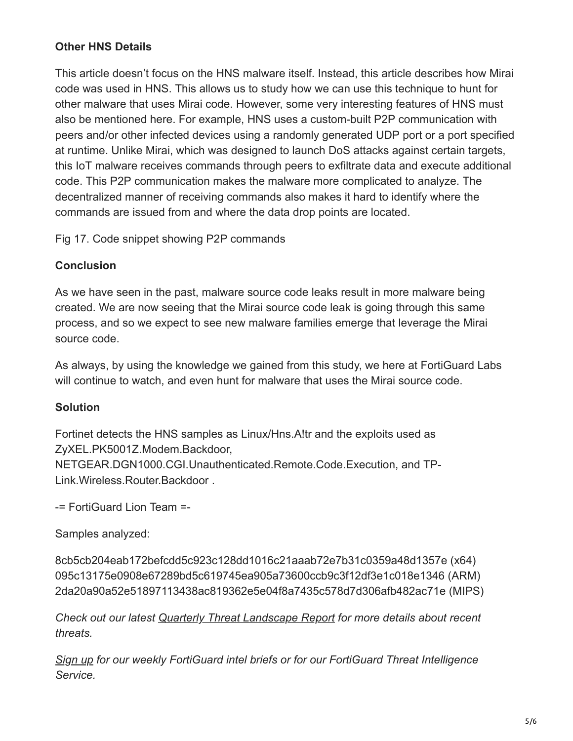**Other HNS Details**

This article doesn't focus on the HNS malware itself. Instead, this article describes how Mirai code was used in HNS. This allows us to study how we can use this technique to hunt for other malware that uses Mirai code. However, some very interesting features of HNS must also be mentioned here. For example, HNS uses a custom-built P2P communication with peers and/or other infected devices using a randomly generated UDP port or a port specified at runtime. Unlike Mirai, which was designed to launch DoS attacks against certain targets, this IoT malware receives commands through peers to exfiltrate data and execute additional code. This P2P communication makes the malware more complicated to analyze. The decentralized manner of receiving commands also makes it hard to identify where the commands are issued from and where the data drop points are located.

Fig 17. Code snippet showing P2P commands

**Conclusion**

As we have seen in the past, malware source code leaks result in more malware being created. We are now seeing that the Mirai source code leak is going through this same process, and so we expect to see new malware families emerge that leverage the Mirai source code.

As always, by using the knowledge we gained from this study, we here at FortiGuard Labs will continue to watch, and even hunt for malware that uses the Mirai source code.

**Solution**

Fortinet detects the HNS samples as Linux/Hns.A!tr and the exploits used as ZyXEL.PK5001Z.Modem.Backdoor, NETGEAR.DGN1000.CGI.Unauthenticated.Remote.Code.Execution, and TP-Link.Wireless.Router.Backdoor .

-= FortiGuard Lion Team =-

Samples analyzed:

8cb5cb204eab172befcdd5c923c128dd1016c21aaab72e7b31c0359a48d1357e (x64)
095c13175e0908e67289bd5c619745ea905a73600ccb9c3f12df3e1c018e1346 (ARM)
2da20a90a52e51897113438ac819362e5e04f8a7435c578d7d306afb482ac71e (MIPS)

*Check out our latest Quarterly Threat Landscape Report for more details about recent threats.*

*Sign up for our weekly FortiGuard intel briefs or for our FortiGuard Threat Intelligence Service.*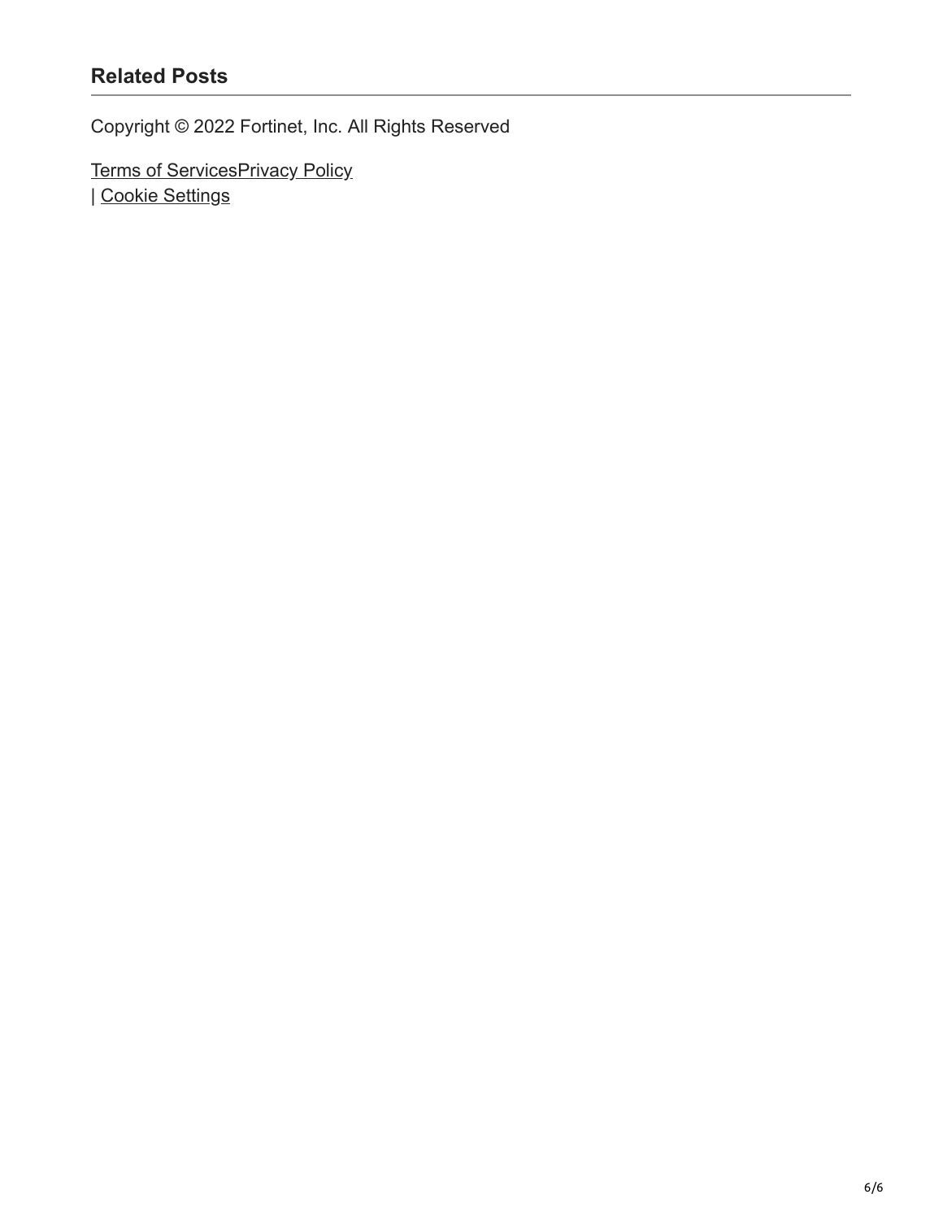## Related Posts

Copyright © 2022 Fortinet, Inc. All Rights Reserved

Terms of ServicesPrivacy Policy
| Cookie Settings